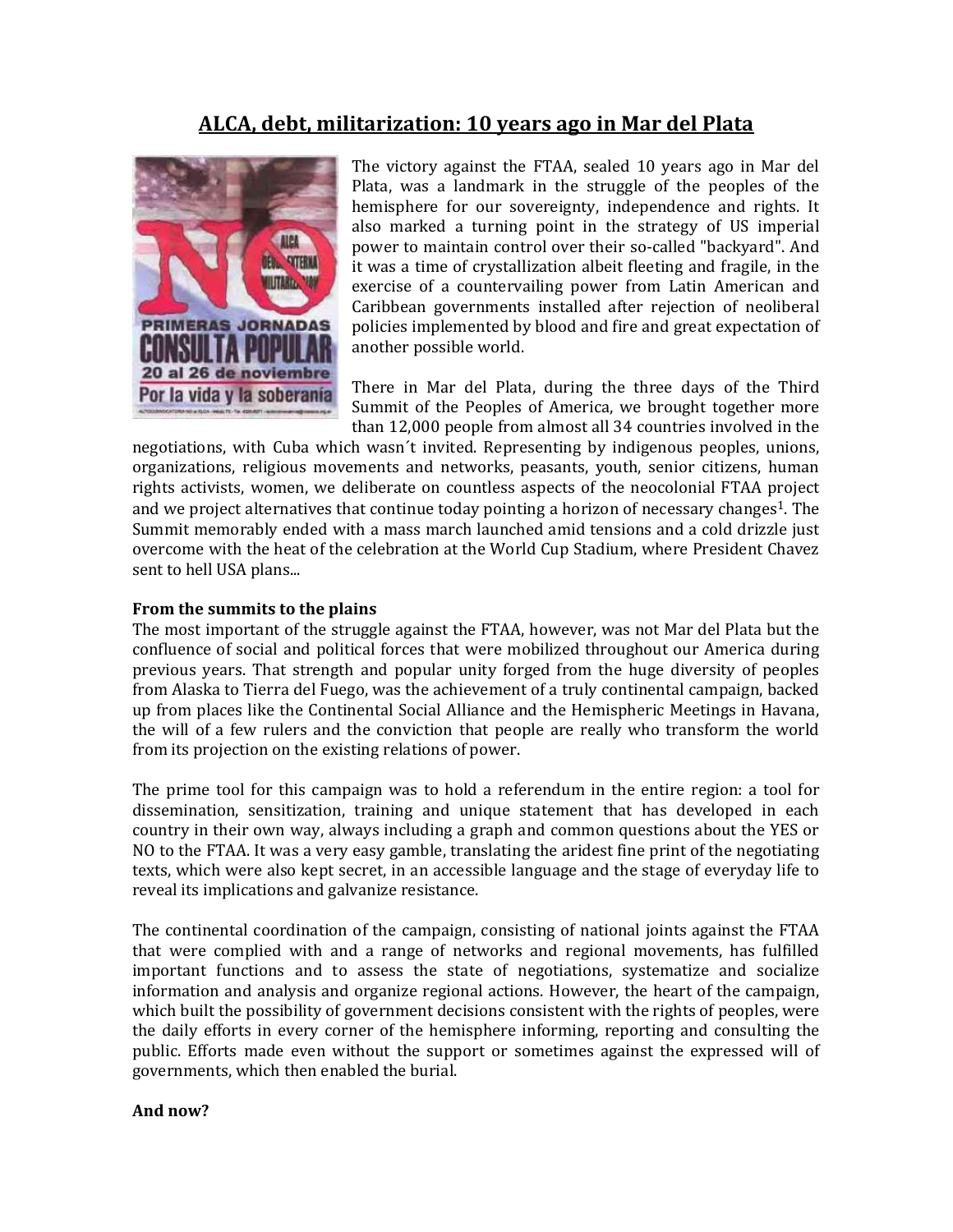# ALCA, debt, militarization: 10 years ago in Mar del Plata

The victory against the FTAA, sealed 10 years ago in Mar del Plata, was a landmark in the struggle of the peoples of the hemisphere for our sovereignty, independence and rights. It also marked a turning point in the strategy of US imperial power to maintain control over their so-called "backyard". And it was a time of crystallization albeit fleeting and fragile, in the exercise of a countervailing power from Latin American and Caribbean governments installed after rejection of neoliberal policies implemented by blood and fire and great expectation of another possible world.

There in Mar del Plata, during the three days of the Third Summit of the Peoples of America, we brought together more than 12,000 people from almost all 34 countries involved in the negotiations, with Cuba which wasn´t invited. Representing by indigenous peoples, unions, organizations, religious movements and networks, peasants, youth, senior citizens, human rights activists, women, we deliberate on countless aspects of the neocolonial FTAA project and we project alternatives that continue today pointing a horizon of necessary changes[1]. The Summit memorably ended with a mass march launched amid tensions and a cold drizzle just overcome with the heat of the celebration at the World Cup Stadium, where President Chavez sent to hell USA plans...

**From the summits to the plains**

The most important of the struggle against the FTAA, however, was not Mar del Plata but the confluence of social and political forces that were mobilized throughout our America during previous years. That strength and popular unity forged from the huge diversity of peoples from Alaska to Tierra del Fuego, was the achievement of a truly continental campaign, backed up from places like the Continental Social Alliance and the Hemispheric Meetings in Havana, the will of a few rulers and the conviction that people are really who transform the world from its projection on the existing relations of power.

The prime tool for this campaign was to hold a referendum in the entire region: a tool for dissemination, sensitization, training and unique statement that has developed in each country in their own way, always including a graph and common questions about the YES or NO to the FTAA. It was a very easy gamble, translating the aridest fine print of the negotiating texts, which were also kept secret, in an accessible language and the stage of everyday life to reveal its implications and galvanize resistance.

The continental coordination of the campaign, consisting of national joints against the FTAA that were complied with and a range of networks and regional movements, has fulfilled important functions and to assess the state of negotiations, systematize and socialize information and analysis and organize regional actions. However, the heart of the campaign, which built the possibility of government decisions consistent with the rights of peoples, were the daily efforts in every corner of the hemisphere informing, reporting and consulting the public. Efforts made even without the support or sometimes against the expressed will of governments, which then enabled the burial.

**And now?**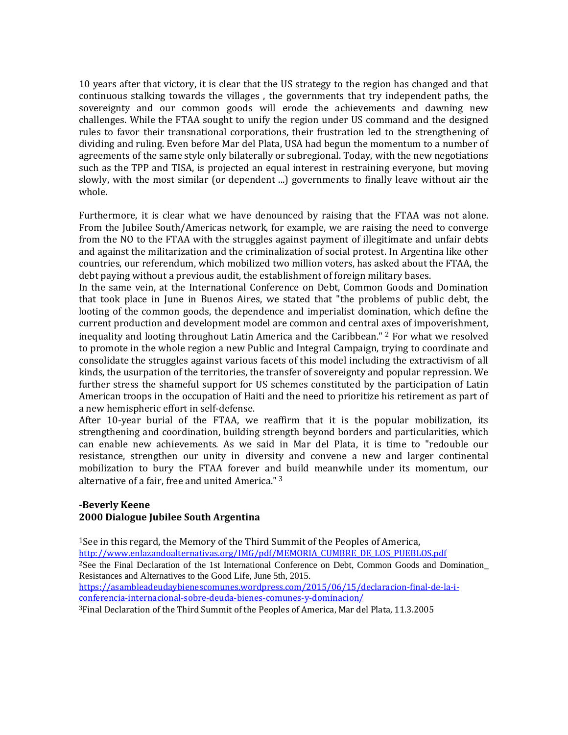10 years after that victory, it is clear that the US strategy to the region has changed and that continuous stalking towards the villages , the governments that try independent paths, the sovereignty and our common goods will erode the achievements and dawning new challenges. While the FTAA sought to unify the region under US command and the designed rules to favor their transnational corporations, their frustration led to the strengthening of dividing and ruling. Even before Mar del Plata, USA had begun the momentum to a number of agreements of the same style only bilaterally or subregional. Today, with the new negotiations such as the TPP and TISA, is projected an equal interest in restraining everyone, but moving slowly, with the most similar (or dependent ...) governments to finally leave without air the whole.

Furthermore, it is clear what we have denounced by raising that the FTAA was not alone. From the Jubilee South/Americas network, for example, we are raising the need to converge from the NO to the FTAA with the struggles against payment of illegitimate and unfair debts and against the militarization and the criminalization of social protest. In Argentina like other countries, our referendum, which mobilized two million voters, has asked about the FTAA, the debt paying without a previous audit, the establishment of foreign military bases.

In the same vein, at the International Conference on Debt, Common Goods and Domination that took place in June in Buenos Aires, we stated that "the problems of public debt, the looting of the common goods, the dependence and imperialist domination, which define the current production and development model are common and central axes of impoverishment, inequality and looting throughout Latin America and the Caribbean." [2] For what we resolved to promote in the whole region a new Public and Integral Campaign, trying to coordinate and consolidate the struggles against various facets of this model including the extractivism of all kinds, the usurpation of the territories, the transfer of sovereignty and popular repression. We further stress the shameful support for US schemes constituted by the participation of Latin American troops in the occupation of Haiti and the need to prioritize his retirement as part of a new hemispheric effort in self-defense.

After 10-year burial of the FTAA, we reaffirm that it is the popular mobilization, its strengthening and coordination, building strength beyond borders and particularities, which can enable new achievements. As we said in Mar del Plata, it is time to "redouble our resistance, strengthen our unity in diversity and convene a new and larger continental mobilization to bury the FTAA forever and build meanwhile under its momentum, our alternative of a fair, free and united America." [3]

**-Beverly Keene**
**2000 Dialogue Jubilee South Argentina**

[1]See in this regard, the Memory of the Third Summit of the Peoples of America, http://www.enlazandoalternativas.org/IMG/pdf/MEMORIA_CUMBRE_DE_LOS_PUEBLOS.pdf

[2]See the Final Declaration of the 1st International Conference on Debt, Common Goods and Domination_ Resistances and Alternatives to the Good Life, June 5th, 2015. https://asambleadeudaybienescomunes.wordpress.com/2015/06/15/declaracion-final-de-la-i-conferencia-internacional-sobre-deuda-bienes-comunes-y-dominacion/

[3]Final Declaration of the Third Summit of the Peoples of America, Mar del Plata, 11.3.2005